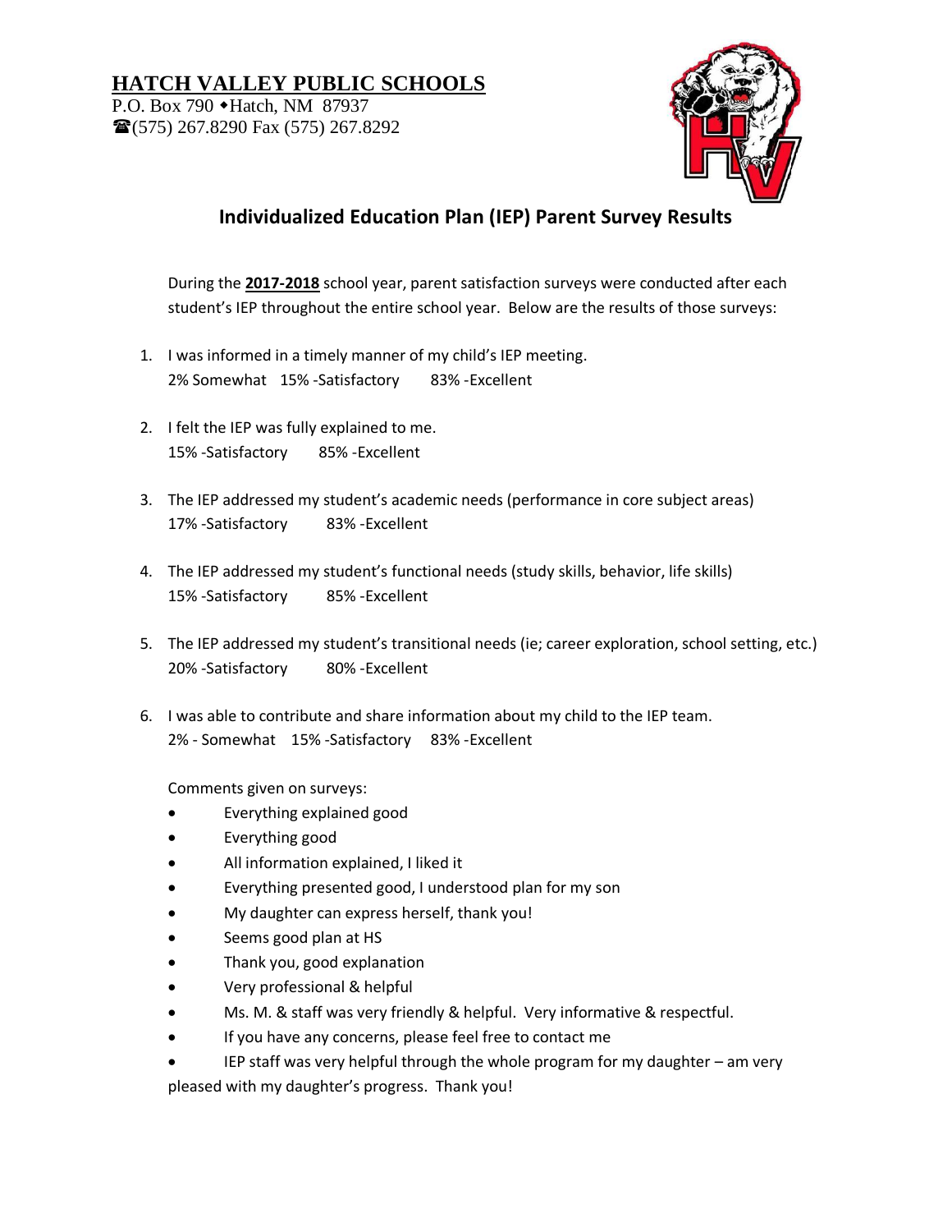# HATCH VALLEY PUBLIC SCHOOLS

P.O. Box 790 ◆Hatch, NM 87937
☎(575) 267.8290 Fax (575) 267.8292

## Individualized Education Plan (IEP) Parent Survey Results

During the **2017-2018** school year, parent satisfaction surveys were conducted after each student's IEP throughout the entire school year. Below are the results of those surveys:

1. I was informed in a timely manner of my child's IEP meeting.
   2% Somewhat 15% -Satisfactory 83% -Excellent

2. I felt the IEP was fully explained to me.
   15% -Satisfactory 85% -Excellent

3. The IEP addressed my student's academic needs (performance in core subject areas)
   17% -Satisfactory 83% -Excellent

4. The IEP addressed my student's functional needs (study skills, behavior, life skills)
   15% -Satisfactory 85% -Excellent

5. The IEP addressed my student's transitional needs (ie; career exploration, school setting, etc.)
   20% -Satisfactory 80% -Excellent

6. I was able to contribute and share information about my child to the IEP team.
   2% - Somewhat 15% -Satisfactory 83% -Excellent

Comments given on surveys:

- Everything explained good
- Everything good
- All information explained, I liked it
- Everything presented good, I understood plan for my son
- My daughter can express herself, thank you!
- Seems good plan at HS
- Thank you, good explanation
- Very professional & helpful
- Ms. M. & staff was very friendly & helpful. Very informative & respectful.
- If you have any concerns, please feel free to contact me
- IEP staff was very helpful through the whole program for my daughter – am very pleased with my daughter's progress. Thank you!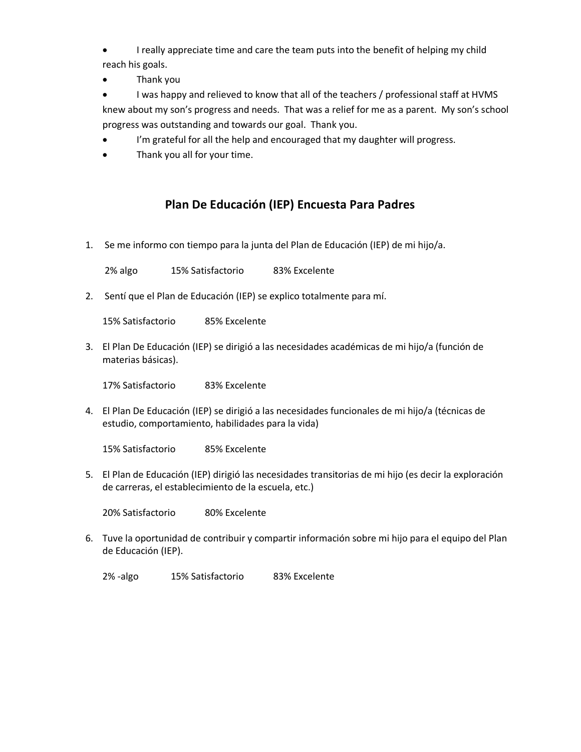- I really appreciate time and care the team puts into the benefit of helping my child reach his goals.
- Thank you
- I was happy and relieved to know that all of the teachers / professional staff at HVMS knew about my son's progress and needs. That was a relief for me as a parent. My son's school progress was outstanding and towards our goal. Thank you.
- I'm grateful for all the help and encouraged that my daughter will progress.
- Thank you all for your time.

## Plan De Educación (IEP) Encuesta Para Padres

1. Se me informo con tiempo para la junta del Plan de Educación (IEP) de mi hijo/a.

   2% algo 15% Satisfactorio 83% Excelente

2. Sentí que el Plan de Educación (IEP) se explico totalmente para mí.

   15% Satisfactorio 85% Excelente

3. El Plan De Educación (IEP) se dirigió a las necesidades académicas de mi hijo/a (función de materias básicas).

   17% Satisfactorio 83% Excelente

4. El Plan De Educación (IEP) se dirigió a las necesidades funcionales de mi hijo/a (técnicas de estudio, comportamiento, habilidades para la vida)

   15% Satisfactorio 85% Excelente

5. El Plan de Educación (IEP) dirigió las necesidades transitorias de mi hijo (es decir la exploración de carreras, el establecimiento de la escuela, etc.)

   20% Satisfactorio 80% Excelente

6. Tuve la oportunidad de contribuir y compartir información sobre mi hijo para el equipo del Plan de Educación (IEP).

   2% -algo 15% Satisfactorio 83% Excelente